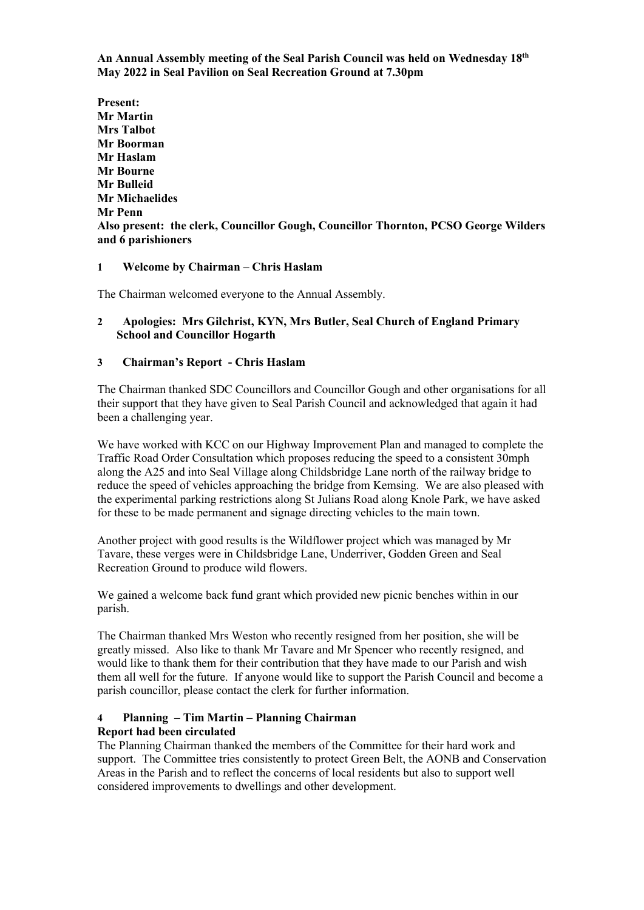**An Annual Assembly meeting of the Seal Parish Council was held on Wednesday 18th May 2022 in Seal Pavilion on Seal Recreation Ground at 7.30pm**

**Present:**
**Mr Martin**
**Mrs Talbot**
**Mr Boorman**
**Mr Haslam**
**Mr Bourne**
**Mr Bulleid**
**Mr Michaelides**
**Mr Penn**
**Also present: the clerk, Councillor Gough, Councillor Thornton, PCSO George Wilders and 6 parishioners**

## 1 Welcome by Chairman – Chris Haslam

The Chairman welcomed everyone to the Annual Assembly.

## 2 Apologies: Mrs Gilchrist, KYN, Mrs Butler, Seal Church of England Primary School and Councillor Hogarth

## 3 Chairman's Report - Chris Haslam

The Chairman thanked SDC Councillors and Councillor Gough and other organisations for all their support that they have given to Seal Parish Council and acknowledged that again it had been a challenging year.

We have worked with KCC on our Highway Improvement Plan and managed to complete the Traffic Road Order Consultation which proposes reducing the speed to a consistent 30mph along the A25 and into Seal Village along Childsbridge Lane north of the railway bridge to reduce the speed of vehicles approaching the bridge from Kemsing. We are also pleased with the experimental parking restrictions along St Julians Road along Knole Park, we have asked for these to be made permanent and signage directing vehicles to the main town.

Another project with good results is the Wildflower project which was managed by Mr Tavare, these verges were in Childsbridge Lane, Underriver, Godden Green and Seal Recreation Ground to produce wild flowers.

We gained a welcome back fund grant which provided new picnic benches within in our parish.

The Chairman thanked Mrs Weston who recently resigned from her position, she will be greatly missed. Also like to thank Mr Tavare and Mr Spencer who recently resigned, and would like to thank them for their contribution that they have made to our Parish and wish them all well for the future. If anyone would like to support the Parish Council and become a parish councillor, please contact the clerk for further information.

## 4 Planning – Tim Martin – Planning Chairman

**Report had been circulated**

The Planning Chairman thanked the members of the Committee for their hard work and support. The Committee tries consistently to protect Green Belt, the AONB and Conservation Areas in the Parish and to reflect the concerns of local residents but also to support well considered improvements to dwellings and other development.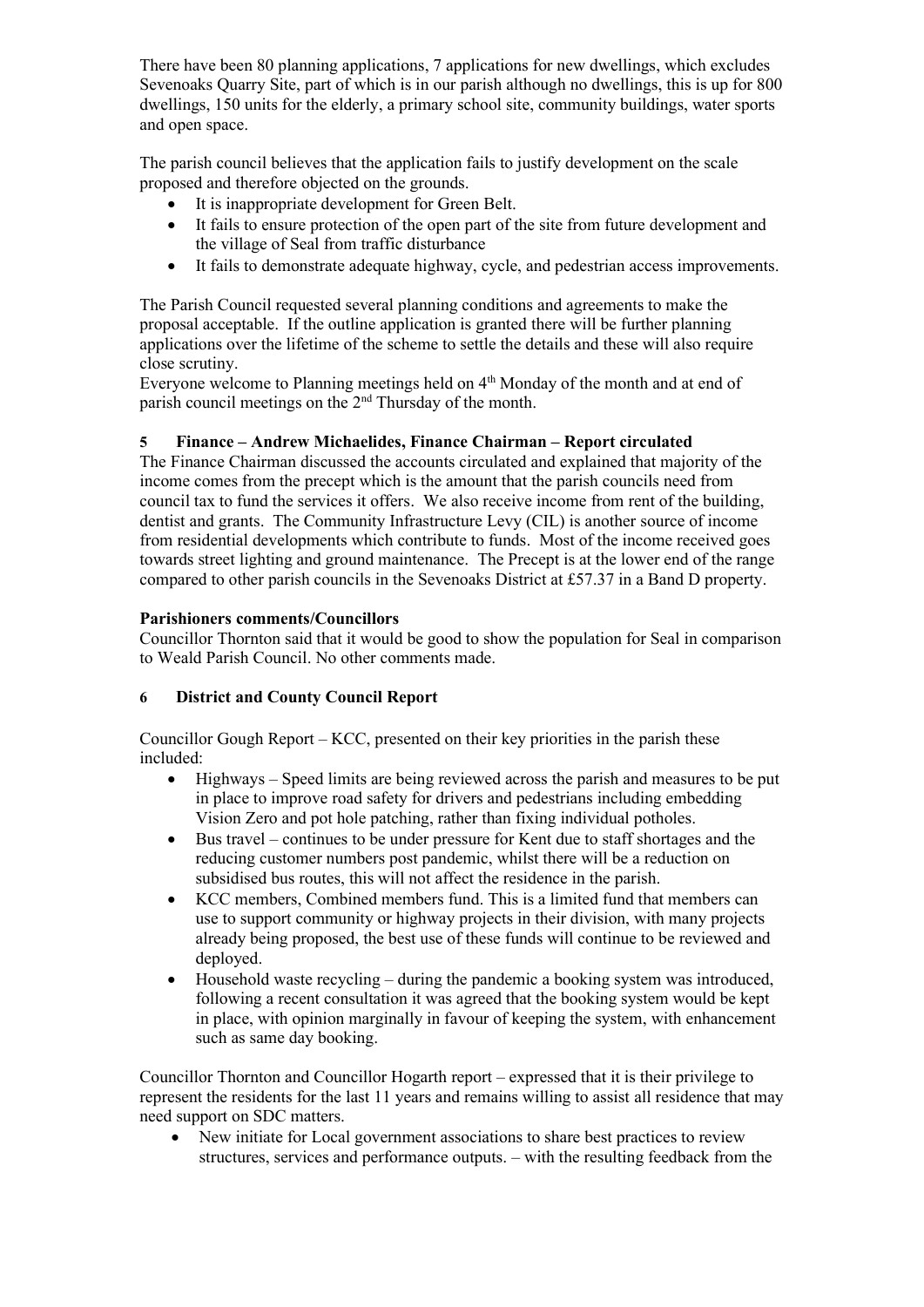There have been 80 planning applications, 7 applications for new dwellings, which excludes Sevenoaks Quarry Site, part of which is in our parish although no dwellings, this is up for 800 dwellings, 150 units for the elderly, a primary school site, community buildings, water sports and open space.

The parish council believes that the application fails to justify development on the scale proposed and therefore objected on the grounds.

- It is inappropriate development for Green Belt.
- It fails to ensure protection of the open part of the site from future development and the village of Seal from traffic disturbance
- It fails to demonstrate adequate highway, cycle, and pedestrian access improvements.

The Parish Council requested several planning conditions and agreements to make the proposal acceptable. If the outline application is granted there will be further planning applications over the lifetime of the scheme to settle the details and these will also require close scrutiny.
Everyone welcome to Planning meetings held on 4th Monday of the month and at end of parish council meetings on the 2nd Thursday of the month.

## 5 Finance – Andrew Michaelides, Finance Chairman – Report circulated

The Finance Chairman discussed the accounts circulated and explained that majority of the income comes from the precept which is the amount that the parish councils need from council tax to fund the services it offers. We also receive income from rent of the building, dentist and grants. The Community Infrastructure Levy (CIL) is another source of income from residential developments which contribute to funds. Most of the income received goes towards street lighting and ground maintenance. The Precept is at the lower end of the range compared to other parish councils in the Sevenoaks District at £57.37 in a Band D property.

**Parishioners comments/Councillors**

Councillor Thornton said that it would be good to show the population for Seal in comparison to Weald Parish Council. No other comments made.

## 6 District and County Council Report

Councillor Gough Report – KCC, presented on their key priorities in the parish these included:

- Highways – Speed limits are being reviewed across the parish and measures to be put in place to improve road safety for drivers and pedestrians including embedding Vision Zero and pot hole patching, rather than fixing individual potholes.
- Bus travel – continues to be under pressure for Kent due to staff shortages and the reducing customer numbers post pandemic, whilst there will be a reduction on subsidised bus routes, this will not affect the residence in the parish.
- KCC members, Combined members fund. This is a limited fund that members can use to support community or highway projects in their division, with many projects already being proposed, the best use of these funds will continue to be reviewed and deployed.
- Household waste recycling – during the pandemic a booking system was introduced, following a recent consultation it was agreed that the booking system would be kept in place, with opinion marginally in favour of keeping the system, with enhancement such as same day booking.

Councillor Thornton and Councillor Hogarth report – expressed that it is their privilege to represent the residents for the last 11 years and remains willing to assist all residence that may need support on SDC matters.

- New initiate for Local government associations to share best practices to review structures, services and performance outputs. – with the resulting feedback from the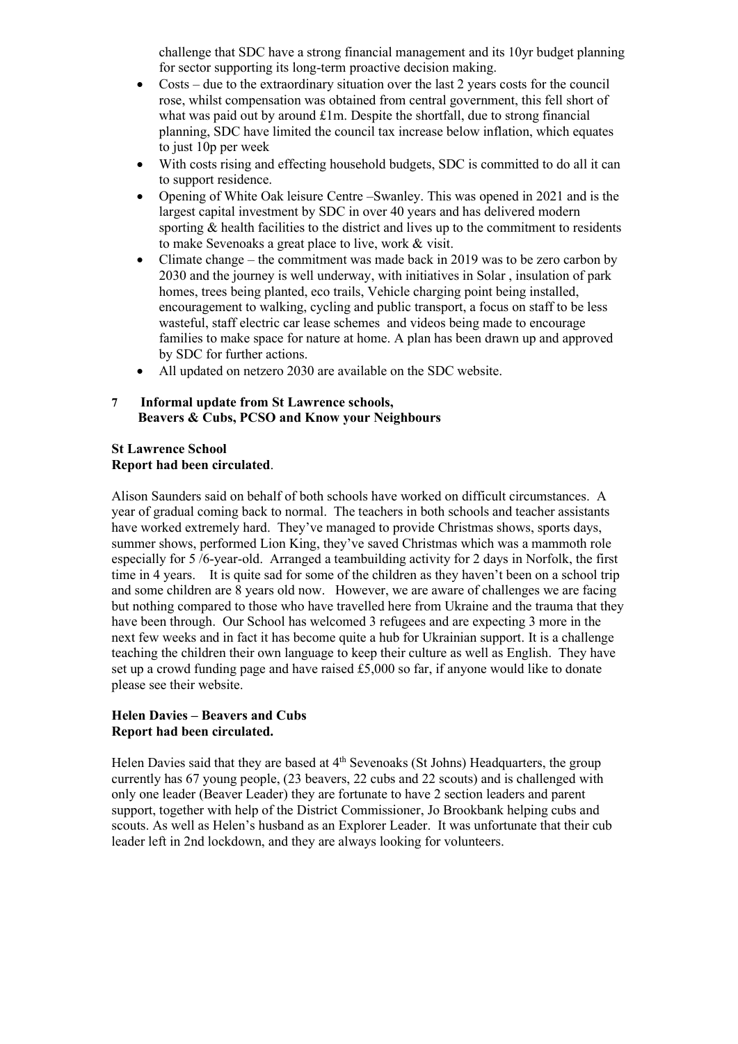challenge that SDC have a strong financial management and its 10yr budget planning for sector supporting its long-term proactive decision making.

- Costs – due to the extraordinary situation over the last 2 years costs for the council rose, whilst compensation was obtained from central government, this fell short of what was paid out by around £1m. Despite the shortfall, due to strong financial planning, SDC have limited the council tax increase below inflation, which equates to just 10p per week
- With costs rising and effecting household budgets, SDC is committed to do all it can to support residence.
- Opening of White Oak leisure Centre –Swanley. This was opened in 2021 and is the largest capital investment by SDC in over 40 years and has delivered modern sporting & health facilities to the district and lives up to the commitment to residents to make Sevenoaks a great place to live, work & visit.
- Climate change – the commitment was made back in 2019 was to be zero carbon by 2030 and the journey is well underway, with initiatives in Solar , insulation of park homes, trees being planted, eco trails, Vehicle charging point being installed, encouragement to walking, cycling and public transport, a focus on staff to be less wasteful, staff electric car lease schemes and videos being made to encourage families to make space for nature at home. A plan has been drawn up and approved by SDC for further actions.
- All updated on netzero 2030 are available on the SDC website.

**7 Informal update from St Lawrence schools, Beavers & Cubs, PCSO and Know your Neighbours**

**St Lawrence School**
**Report had been circulated**.

Alison Saunders said on behalf of both schools have worked on difficult circumstances. A year of gradual coming back to normal. The teachers in both schools and teacher assistants have worked extremely hard. They've managed to provide Christmas shows, sports days, summer shows, performed Lion King, they've saved Christmas which was a mammoth role especially for 5 /6-year-old. Arranged a teambuilding activity for 2 days in Norfolk, the first time in 4 years. It is quite sad for some of the children as they haven't been on a school trip and some children are 8 years old now. However, we are aware of challenges we are facing but nothing compared to those who have travelled here from Ukraine and the trauma that they have been through. Our School has welcomed 3 refugees and are expecting 3 more in the next few weeks and in fact it has become quite a hub for Ukrainian support. It is a challenge teaching the children their own language to keep their culture as well as English. They have set up a crowd funding page and have raised £5,000 so far, if anyone would like to donate please see their website.

**Helen Davies – Beavers and Cubs**
**Report had been circulated.**

Helen Davies said that they are based at 4th Sevenoaks (St Johns) Headquarters, the group currently has 67 young people, (23 beavers, 22 cubs and 22 scouts) and is challenged with only one leader (Beaver Leader) they are fortunate to have 2 section leaders and parent support, together with help of the District Commissioner, Jo Brookbank helping cubs and scouts. As well as Helen's husband as an Explorer Leader. It was unfortunate that their cub leader left in 2nd lockdown, and they are always looking for volunteers.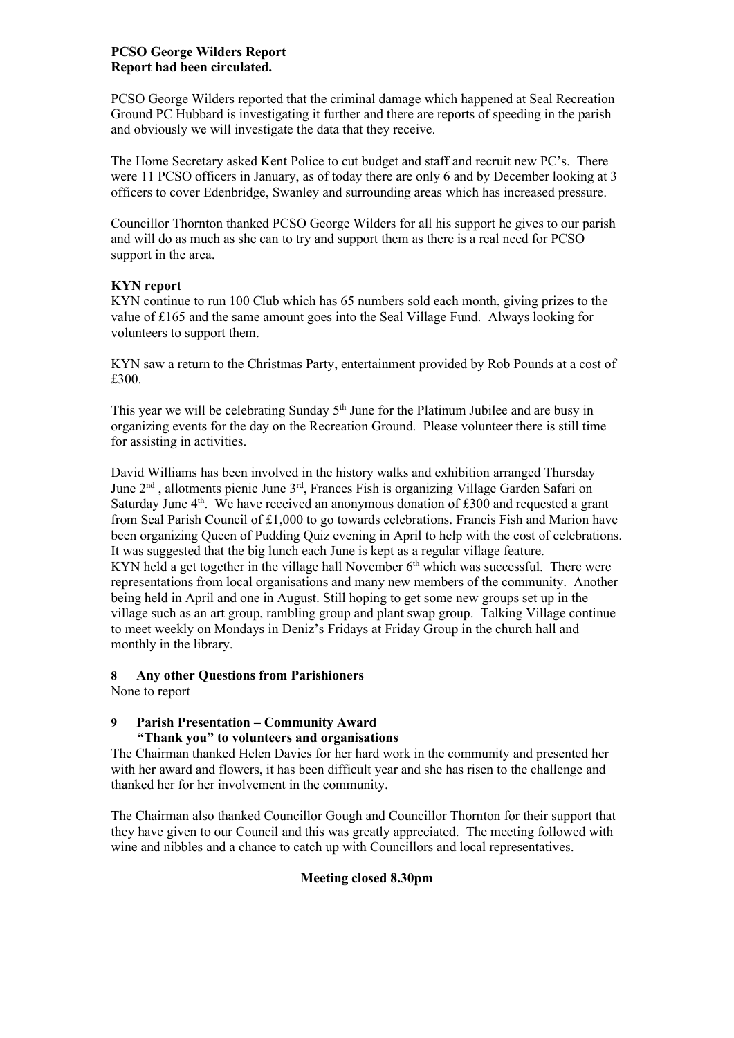**PCSO George Wilders Report**
**Report had been circulated.**

PCSO George Wilders reported that the criminal damage which happened at Seal Recreation Ground PC Hubbard is investigating it further and there are reports of speeding in the parish and obviously we will investigate the data that they receive.

The Home Secretary asked Kent Police to cut budget and staff and recruit new PC's. There were 11 PCSO officers in January, as of today there are only 6 and by December looking at 3 officers to cover Edenbridge, Swanley and surrounding areas which has increased pressure.

Councillor Thornton thanked PCSO George Wilders for all his support he gives to our parish and will do as much as she can to try and support them as there is a real need for PCSO support in the area.

**KYN report**
KYN continue to run 100 Club which has 65 numbers sold each month, giving prizes to the value of £165 and the same amount goes into the Seal Village Fund. Always looking for volunteers to support them.

KYN saw a return to the Christmas Party, entertainment provided by Rob Pounds at a cost of £300.

This year we will be celebrating Sunday 5th June for the Platinum Jubilee and are busy in organizing events for the day on the Recreation Ground. Please volunteer there is still time for assisting in activities.

David Williams has been involved in the history walks and exhibition arranged Thursday June 2nd , allotments picnic June 3rd, Frances Fish is organizing Village Garden Safari on Saturday June 4th. We have received an anonymous donation of £300 and requested a grant from Seal Parish Council of £1,000 to go towards celebrations. Francis Fish and Marion have been organizing Queen of Pudding Quiz evening in April to help with the cost of celebrations. It was suggested that the big lunch each June is kept as a regular village feature.
KYN held a get together in the village hall November 6th which was successful. There were representations from local organisations and many new members of the community. Another being held in April and one in August. Still hoping to get some new groups set up in the village such as an art group, rambling group and plant swap group. Talking Village continue to meet weekly on Mondays in Deniz's Fridays at Friday Group in the church hall and monthly in the library.

## 8 Any other Questions from Parishioners

None to report

## 9 Parish Presentation – Community Award
**"Thank you" to volunteers and organisations**

The Chairman thanked Helen Davies for her hard work in the community and presented her with her award and flowers, it has been difficult year and she has risen to the challenge and thanked her for her involvement in the community.

The Chairman also thanked Councillor Gough and Councillor Thornton for their support that they have given to our Council and this was greatly appreciated. The meeting followed with wine and nibbles and a chance to catch up with Councillors and local representatives.

**Meeting closed 8.30pm**